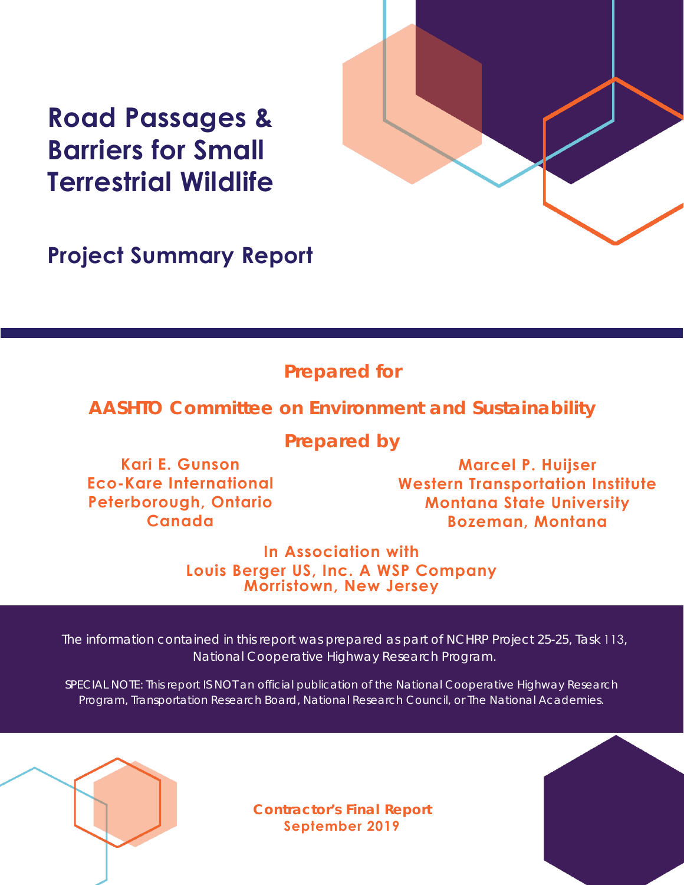# Road Passages & Barriers for Small Terrestrial Wildlife

## Project Summary Report

**Prepared for**

**AASHTO Committee on Environment and Sustainability**

**Prepared by**

**Kari E. Gunson**
**Eco-Kare International**
**Peterborough, Ontario**
**Canada**

**Marcel P. Huijser**
**Western Transportation Institute**
**Montana State University**
**Bozeman, Montana**

**In Association with**
**Louis Berger US, Inc. A WSP Company**
**Morristown, New Jersey**

The information contained in this report was prepared as part of NCHRP Project 25-25, Task 113, National Cooperative Highway Research Program.

SPECIAL NOTE: This report IS NOT an official publication of the National Cooperative Highway Research Program, Transportation Research Board, National Research Council, or The National Academies.

**Contractor's Final Report**
**September 2019**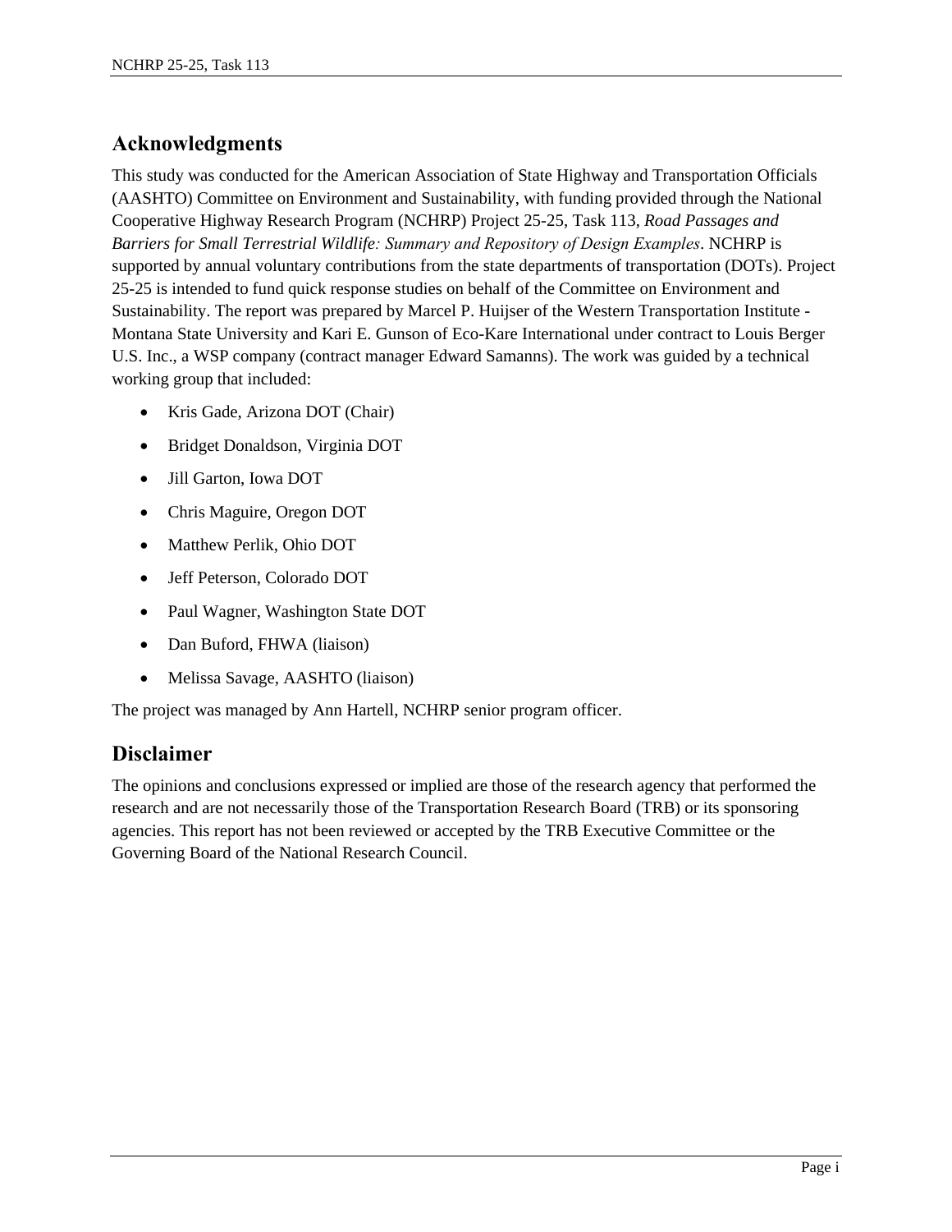## Acknowledgments

This study was conducted for the American Association of State Highway and Transportation Officials (AASHTO) Committee on Environment and Sustainability, with funding provided through the National Cooperative Highway Research Program (NCHRP) Project 25-25, Task 113, *Road Passages and Barriers for Small Terrestrial Wildlife: Summary and Repository of Design Examples*. NCHRP is supported by annual voluntary contributions from the state departments of transportation (DOTs). Project 25-25 is intended to fund quick response studies on behalf of the Committee on Environment and Sustainability. The report was prepared by Marcel P. Huijser of the Western Transportation Institute - Montana State University and Kari E. Gunson of Eco-Kare International under contract to Louis Berger U.S. Inc., a WSP company (contract manager Edward Samanns). The work was guided by a technical working group that included:

- Kris Gade, Arizona DOT (Chair)
- Bridget Donaldson, Virginia DOT
- Jill Garton, Iowa DOT
- Chris Maguire, Oregon DOT
- Matthew Perlik, Ohio DOT
- Jeff Peterson, Colorado DOT
- Paul Wagner, Washington State DOT
- Dan Buford, FHWA (liaison)
- Melissa Savage, AASHTO (liaison)

The project was managed by Ann Hartell, NCHRP senior program officer.

## Disclaimer

The opinions and conclusions expressed or implied are those of the research agency that performed the research and are not necessarily those of the Transportation Research Board (TRB) or its sponsoring agencies. This report has not been reviewed or accepted by the TRB Executive Committee or the Governing Board of the National Research Council.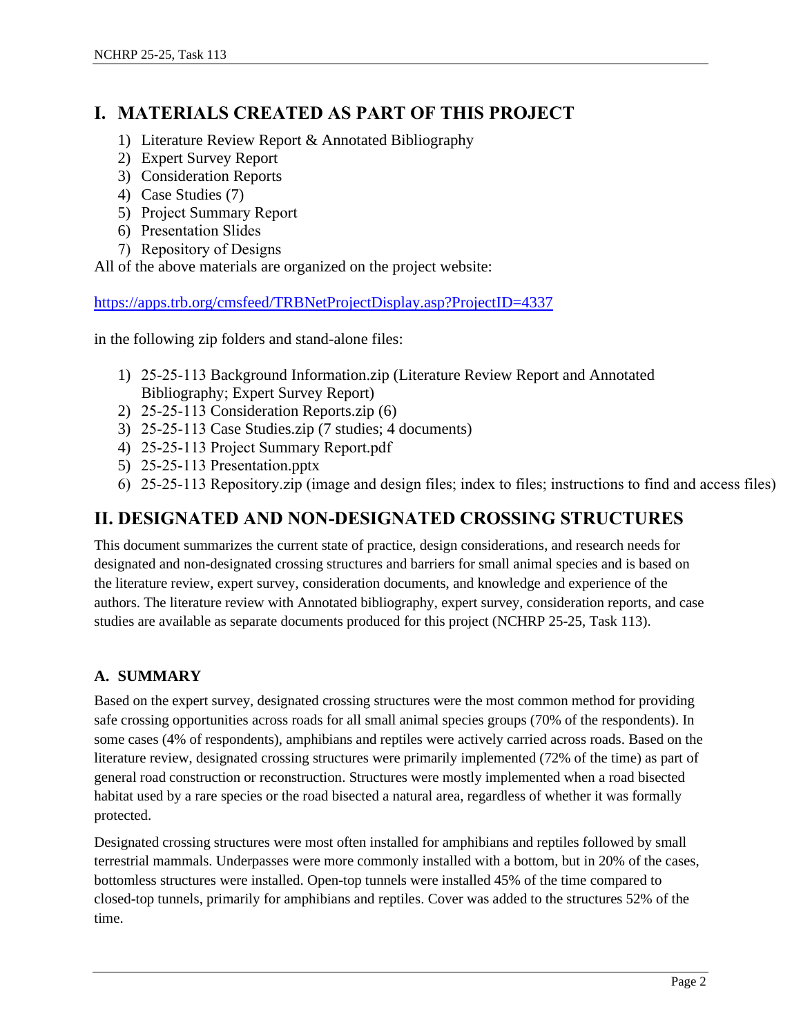## I. MATERIALS CREATED AS PART OF THIS PROJECT

1) Literature Review Report & Annotated Bibliography
2) Expert Survey Report
3) Consideration Reports
4) Case Studies (7)
5) Project Summary Report
6) Presentation Slides
7) Repository of Designs

All of the above materials are organized on the project website:

https://apps.trb.org/cmsfeed/TRBNetProjectDisplay.asp?ProjectID=4337

in the following zip folders and stand-alone files:

1) 25-25-113 Background Information.zip (Literature Review Report and Annotated Bibliography; Expert Survey Report)
2) 25-25-113 Consideration Reports.zip (6)
3) 25-25-113 Case Studies.zip (7 studies; 4 documents)
4) 25-25-113 Project Summary Report.pdf
5) 25-25-113 Presentation.pptx
6) 25-25-113 Repository.zip (image and design files; index to files; instructions to find and access files)

## II. DESIGNATED AND NON-DESIGNATED CROSSING STRUCTURES

This document summarizes the current state of practice, design considerations, and research needs for designated and non-designated crossing structures and barriers for small animal species and is based on the literature review, expert survey, consideration documents, and knowledge and experience of the authors. The literature review with Annotated bibliography, expert survey, consideration reports, and case studies are available as separate documents produced for this project (NCHRP 25-25, Task 113).

### A. SUMMARY

Based on the expert survey, designated crossing structures were the most common method for providing safe crossing opportunities across roads for all small animal species groups (70% of the respondents). In some cases (4% of respondents), amphibians and reptiles were actively carried across roads. Based on the literature review, designated crossing structures were primarily implemented (72% of the time) as part of general road construction or reconstruction. Structures were mostly implemented when a road bisected habitat used by a rare species or the road bisected a natural area, regardless of whether it was formally protected.

Designated crossing structures were most often installed for amphibians and reptiles followed by small terrestrial mammals. Underpasses were more commonly installed with a bottom, but in 20% of the cases, bottomless structures were installed. Open-top tunnels were installed 45% of the time compared to closed-top tunnels, primarily for amphibians and reptiles. Cover was added to the structures 52% of the time.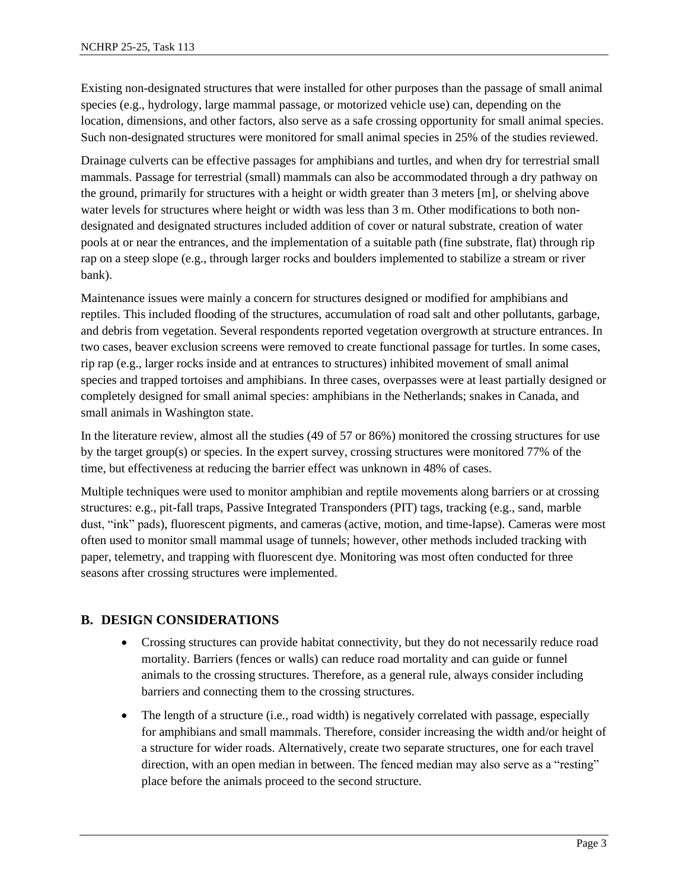Existing non-designated structures that were installed for other purposes than the passage of small animal species (e.g., hydrology, large mammal passage, or motorized vehicle use) can, depending on the location, dimensions, and other factors, also serve as a safe crossing opportunity for small animal species. Such non-designated structures were monitored for small animal species in 25% of the studies reviewed.

Drainage culverts can be effective passages for amphibians and turtles, and when dry for terrestrial small mammals. Passage for terrestrial (small) mammals can also be accommodated through a dry pathway on the ground, primarily for structures with a height or width greater than 3 meters [m], or shelving above water levels for structures where height or width was less than 3 m. Other modifications to both non-designated and designated structures included addition of cover or natural substrate, creation of water pools at or near the entrances, and the implementation of a suitable path (fine substrate, flat) through rip rap on a steep slope (e.g., through larger rocks and boulders implemented to stabilize a stream or river bank).

Maintenance issues were mainly a concern for structures designed or modified for amphibians and reptiles. This included flooding of the structures, accumulation of road salt and other pollutants, garbage, and debris from vegetation. Several respondents reported vegetation overgrowth at structure entrances. In two cases, beaver exclusion screens were removed to create functional passage for turtles. In some cases, rip rap (e.g., larger rocks inside and at entrances to structures) inhibited movement of small animal species and trapped tortoises and amphibians. In three cases, overpasses were at least partially designed or completely designed for small animal species: amphibians in the Netherlands; snakes in Canada, and small animals in Washington state.

In the literature review, almost all the studies (49 of 57 or 86%) monitored the crossing structures for use by the target group(s) or species. In the expert survey, crossing structures were monitored 77% of the time, but effectiveness at reducing the barrier effect was unknown in 48% of cases.

Multiple techniques were used to monitor amphibian and reptile movements along barriers or at crossing structures: e.g., pit-fall traps, Passive Integrated Transponders (PIT) tags, tracking (e.g., sand, marble dust, "ink" pads), fluorescent pigments, and cameras (active, motion, and time-lapse). Cameras were most often used to monitor small mammal usage of tunnels; however, other methods included tracking with paper, telemetry, and trapping with fluorescent dye. Monitoring was most often conducted for three seasons after crossing structures were implemented.

## B. DESIGN CONSIDERATIONS

- Crossing structures can provide habitat connectivity, but they do not necessarily reduce road mortality. Barriers (fences or walls) can reduce road mortality and can guide or funnel animals to the crossing structures. Therefore, as a general rule, always consider including barriers and connecting them to the crossing structures.
- The length of a structure (i.e., road width) is negatively correlated with passage, especially for amphibians and small mammals. Therefore, consider increasing the width and/or height of a structure for wider roads. Alternatively, create two separate structures, one for each travel direction, with an open median in between. The fenced median may also serve as a "resting" place before the animals proceed to the second structure.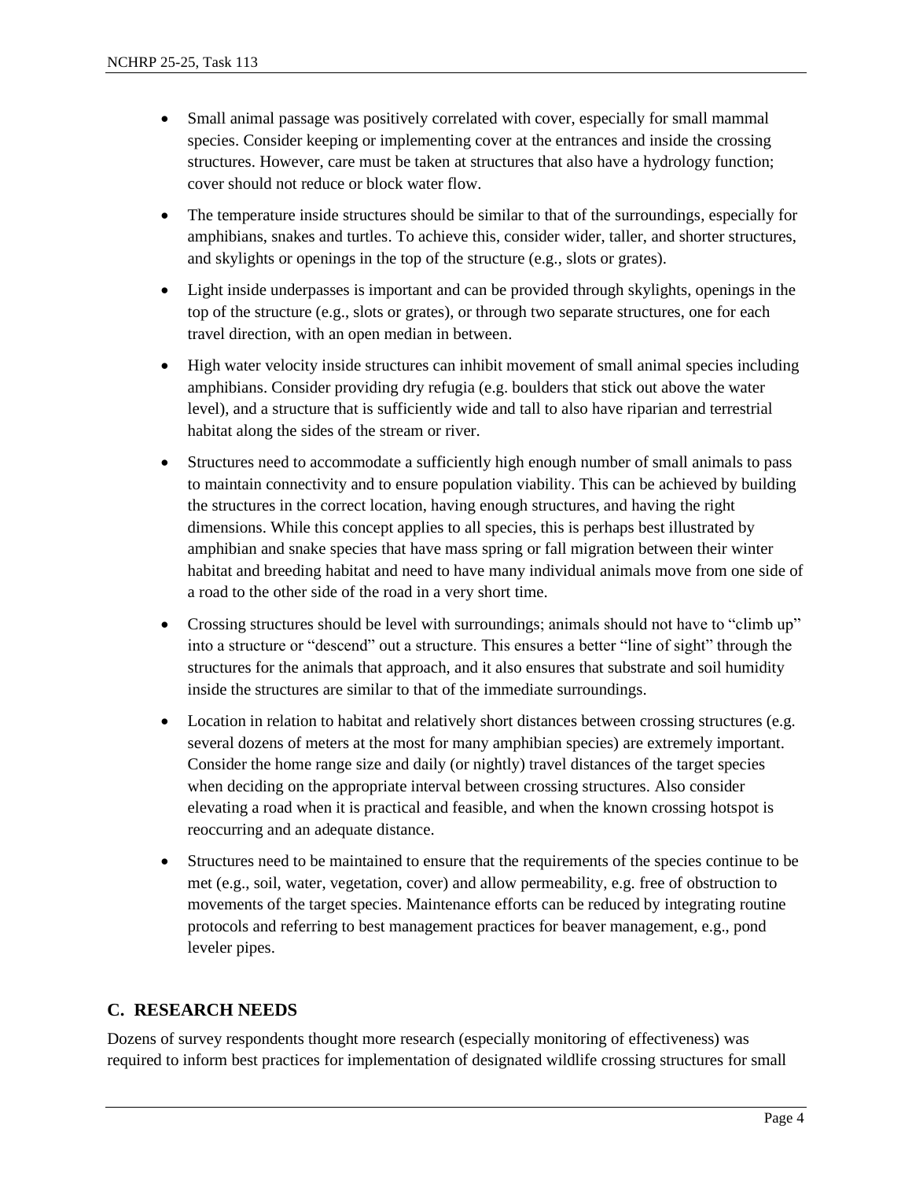- Small animal passage was positively correlated with cover, especially for small mammal species. Consider keeping or implementing cover at the entrances and inside the crossing structures. However, care must be taken at structures that also have a hydrology function; cover should not reduce or block water flow.
- The temperature inside structures should be similar to that of the surroundings, especially for amphibians, snakes and turtles. To achieve this, consider wider, taller, and shorter structures, and skylights or openings in the top of the structure (e.g., slots or grates).
- Light inside underpasses is important and can be provided through skylights, openings in the top of the structure (e.g., slots or grates), or through two separate structures, one for each travel direction, with an open median in between.
- High water velocity inside structures can inhibit movement of small animal species including amphibians. Consider providing dry refugia (e.g. boulders that stick out above the water level), and a structure that is sufficiently wide and tall to also have riparian and terrestrial habitat along the sides of the stream or river.
- Structures need to accommodate a sufficiently high enough number of small animals to pass to maintain connectivity and to ensure population viability. This can be achieved by building the structures in the correct location, having enough structures, and having the right dimensions. While this concept applies to all species, this is perhaps best illustrated by amphibian and snake species that have mass spring or fall migration between their winter habitat and breeding habitat and need to have many individual animals move from one side of a road to the other side of the road in a very short time.
- Crossing structures should be level with surroundings; animals should not have to "climb up" into a structure or "descend" out a structure. This ensures a better "line of sight" through the structures for the animals that approach, and it also ensures that substrate and soil humidity inside the structures are similar to that of the immediate surroundings.
- Location in relation to habitat and relatively short distances between crossing structures (e.g. several dozens of meters at the most for many amphibian species) are extremely important. Consider the home range size and daily (or nightly) travel distances of the target species when deciding on the appropriate interval between crossing structures. Also consider elevating a road when it is practical and feasible, and when the known crossing hotspot is reoccurring and an adequate distance.
- Structures need to be maintained to ensure that the requirements of the species continue to be met (e.g., soil, water, vegetation, cover) and allow permeability, e.g. free of obstruction to movements of the target species. Maintenance efforts can be reduced by integrating routine protocols and referring to best management practices for beaver management, e.g., pond leveler pipes.

## C. RESEARCH NEEDS

Dozens of survey respondents thought more research (especially monitoring of effectiveness) was required to inform best practices for implementation of designated wildlife crossing structures for small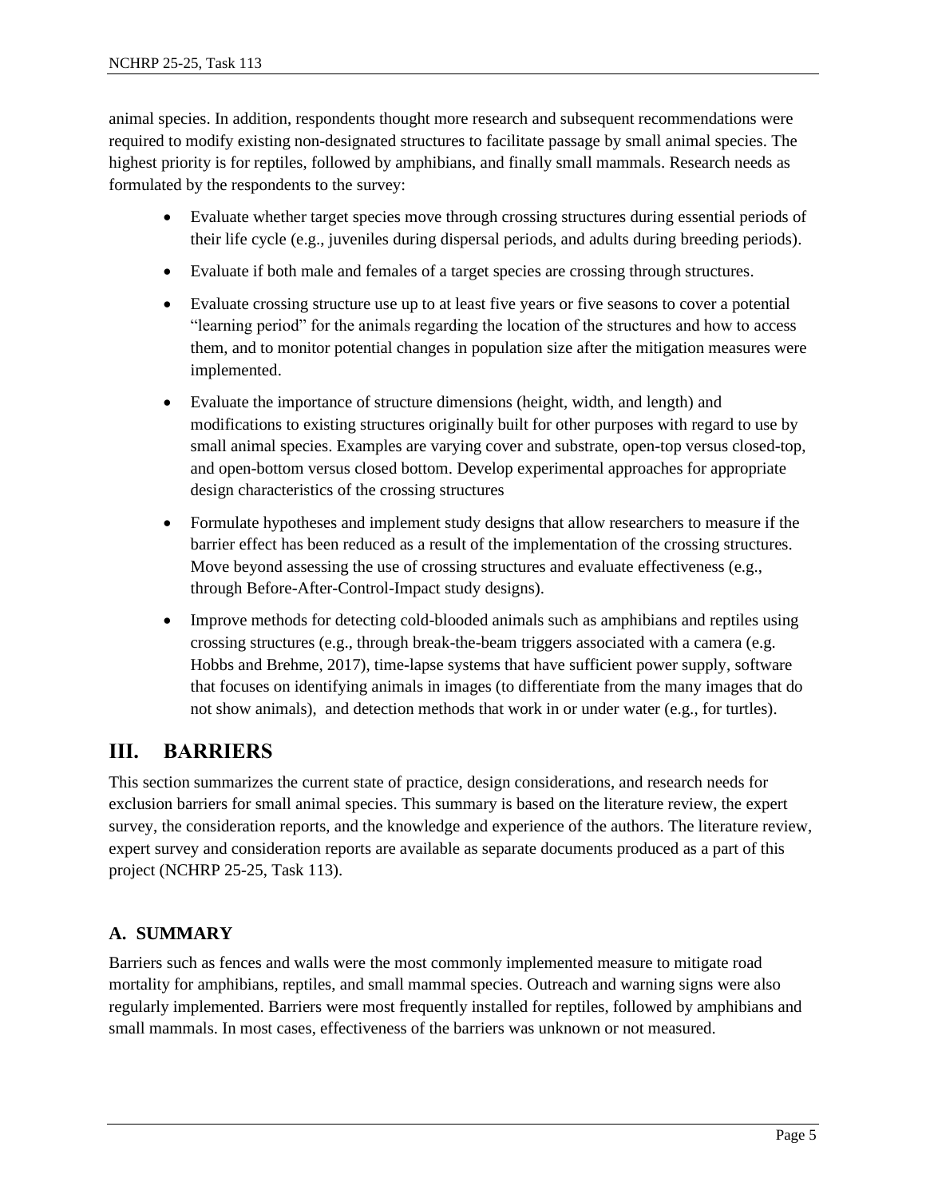animal species. In addition, respondents thought more research and subsequent recommendations were required to modify existing non-designated structures to facilitate passage by small animal species. The highest priority is for reptiles, followed by amphibians, and finally small mammals. Research needs as formulated by the respondents to the survey:

- Evaluate whether target species move through crossing structures during essential periods of their life cycle (e.g., juveniles during dispersal periods, and adults during breeding periods).
- Evaluate if both male and females of a target species are crossing through structures.
- Evaluate crossing structure use up to at least five years or five seasons to cover a potential "learning period" for the animals regarding the location of the structures and how to access them, and to monitor potential changes in population size after the mitigation measures were implemented.
- Evaluate the importance of structure dimensions (height, width, and length) and modifications to existing structures originally built for other purposes with regard to use by small animal species. Examples are varying cover and substrate, open-top versus closed-top, and open-bottom versus closed bottom. Develop experimental approaches for appropriate design characteristics of the crossing structures
- Formulate hypotheses and implement study designs that allow researchers to measure if the barrier effect has been reduced as a result of the implementation of the crossing structures. Move beyond assessing the use of crossing structures and evaluate effectiveness (e.g., through Before-After-Control-Impact study designs).
- Improve methods for detecting cold-blooded animals such as amphibians and reptiles using crossing structures (e.g., through break-the-beam triggers associated with a camera (e.g. Hobbs and Brehme, 2017), time-lapse systems that have sufficient power supply, software that focuses on identifying animals in images (to differentiate from the many images that do not show animals), and detection methods that work in or under water (e.g., for turtles).

# III. BARRIERS

This section summarizes the current state of practice, design considerations, and research needs for exclusion barriers for small animal species. This summary is based on the literature review, the expert survey, the consideration reports, and the knowledge and experience of the authors. The literature review, expert survey and consideration reports are available as separate documents produced as a part of this project (NCHRP 25-25, Task 113).

## A. SUMMARY

Barriers such as fences and walls were the most commonly implemented measure to mitigate road mortality for amphibians, reptiles, and small mammal species. Outreach and warning signs were also regularly implemented. Barriers were most frequently installed for reptiles, followed by amphibians and small mammals. In most cases, effectiveness of the barriers was unknown or not measured.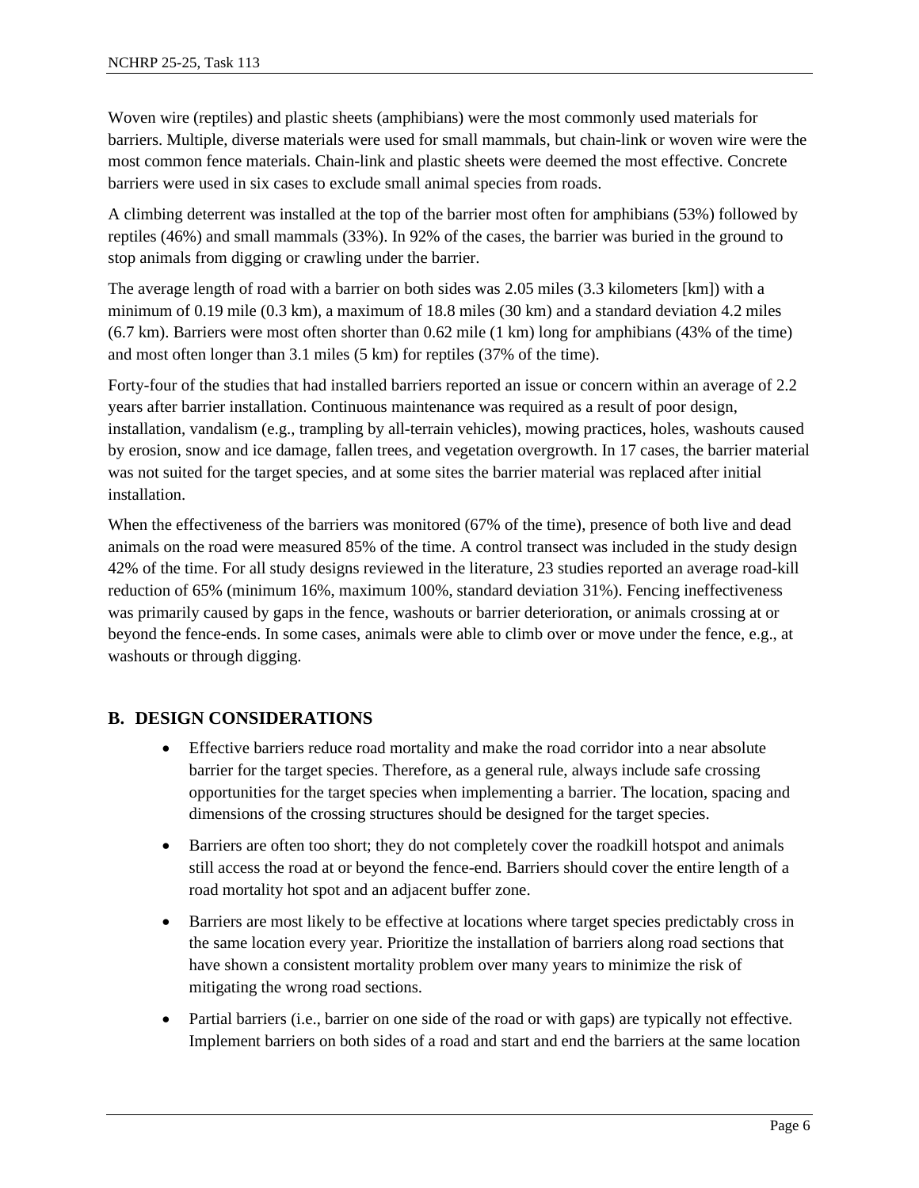Woven wire (reptiles) and plastic sheets (amphibians) were the most commonly used materials for barriers. Multiple, diverse materials were used for small mammals, but chain-link or woven wire were the most common fence materials. Chain-link and plastic sheets were deemed the most effective. Concrete barriers were used in six cases to exclude small animal species from roads.

A climbing deterrent was installed at the top of the barrier most often for amphibians (53%) followed by reptiles (46%) and small mammals (33%). In 92% of the cases, the barrier was buried in the ground to stop animals from digging or crawling under the barrier.

The average length of road with a barrier on both sides was 2.05 miles (3.3 kilometers [km]) with a minimum of 0.19 mile (0.3 km), a maximum of 18.8 miles (30 km) and a standard deviation 4.2 miles (6.7 km). Barriers were most often shorter than 0.62 mile (1 km) long for amphibians (43% of the time) and most often longer than 3.1 miles (5 km) for reptiles (37% of the time).

Forty-four of the studies that had installed barriers reported an issue or concern within an average of 2.2 years after barrier installation. Continuous maintenance was required as a result of poor design, installation, vandalism (e.g., trampling by all-terrain vehicles), mowing practices, holes, washouts caused by erosion, snow and ice damage, fallen trees, and vegetation overgrowth. In 17 cases, the barrier material was not suited for the target species, and at some sites the barrier material was replaced after initial installation.

When the effectiveness of the barriers was monitored (67% of the time), presence of both live and dead animals on the road were measured 85% of the time. A control transect was included in the study design 42% of the time. For all study designs reviewed in the literature, 23 studies reported an average road-kill reduction of 65% (minimum 16%, maximum 100%, standard deviation 31%). Fencing ineffectiveness was primarily caused by gaps in the fence, washouts or barrier deterioration, or animals crossing at or beyond the fence-ends. In some cases, animals were able to climb over or move under the fence, e.g., at washouts or through digging.

## B. DESIGN CONSIDERATIONS

- Effective barriers reduce road mortality and make the road corridor into a near absolute barrier for the target species. Therefore, as a general rule, always include safe crossing opportunities for the target species when implementing a barrier. The location, spacing and dimensions of the crossing structures should be designed for the target species.
- Barriers are often too short; they do not completely cover the roadkill hotspot and animals still access the road at or beyond the fence-end. Barriers should cover the entire length of a road mortality hot spot and an adjacent buffer zone.
- Barriers are most likely to be effective at locations where target species predictably cross in the same location every year. Prioritize the installation of barriers along road sections that have shown a consistent mortality problem over many years to minimize the risk of mitigating the wrong road sections.
- Partial barriers (i.e., barrier on one side of the road or with gaps) are typically not effective. Implement barriers on both sides of a road and start and end the barriers at the same location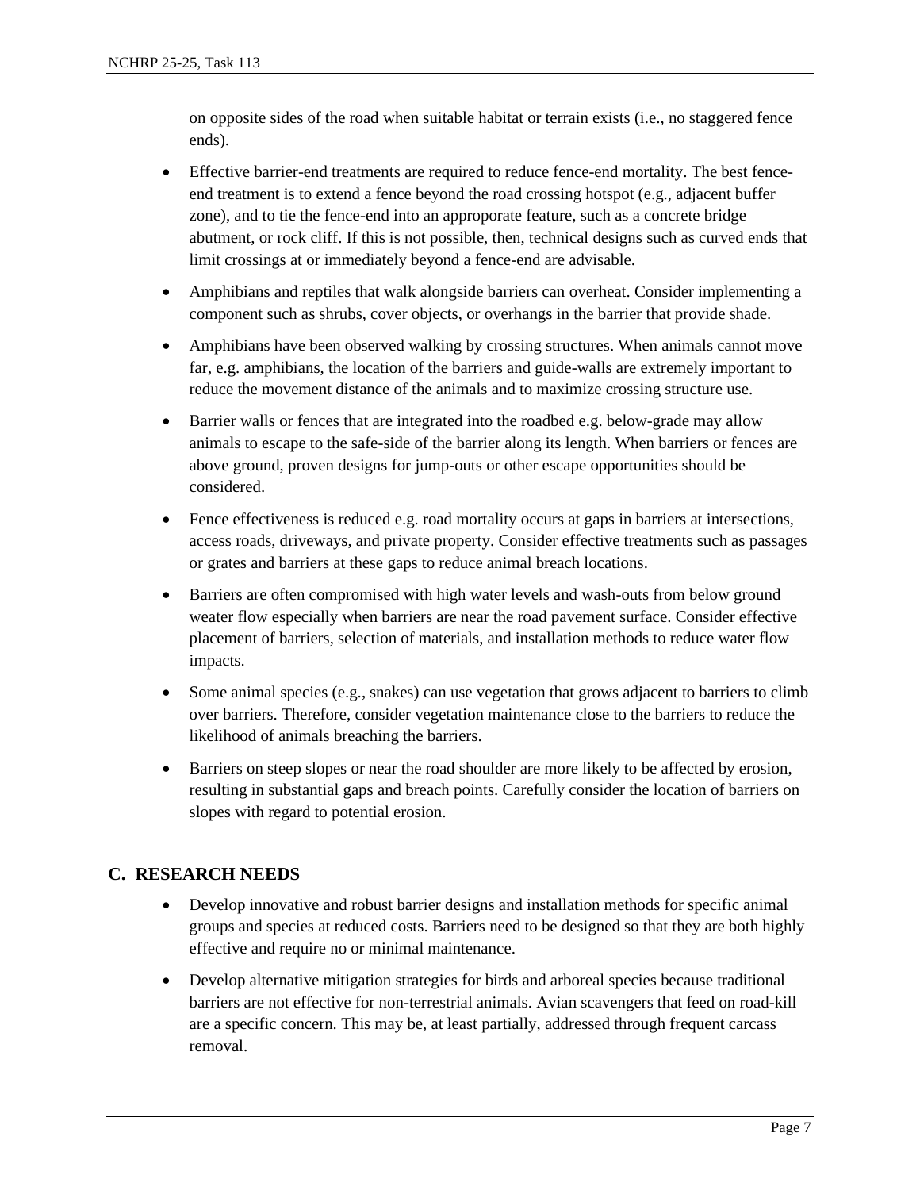on opposite sides of the road when suitable habitat or terrain exists (i.e., no staggered fence ends).

- Effective barrier-end treatments are required to reduce fence-end mortality. The best fence-end treatment is to extend a fence beyond the road crossing hotspot (e.g., adjacent buffer zone), and to tie the fence-end into an approporate feature, such as a concrete bridge abutment, or rock cliff. If this is not possible, then, technical designs such as curved ends that limit crossings at or immediately beyond a fence-end are advisable.
- Amphibians and reptiles that walk alongside barriers can overheat. Consider implementing a component such as shrubs, cover objects, or overhangs in the barrier that provide shade.
- Amphibians have been observed walking by crossing structures. When animals cannot move far, e.g. amphibians, the location of the barriers and guide-walls are extremely important to reduce the movement distance of the animals and to maximize crossing structure use.
- Barrier walls or fences that are integrated into the roadbed e.g. below-grade may allow animals to escape to the safe-side of the barrier along its length. When barriers or fences are above ground, proven designs for jump-outs or other escape opportunities should be considered.
- Fence effectiveness is reduced e.g. road mortality occurs at gaps in barriers at intersections, access roads, driveways, and private property. Consider effective treatments such as passages or grates and barriers at these gaps to reduce animal breach locations.
- Barriers are often compromised with high water levels and wash-outs from below ground weater flow especially when barriers are near the road pavement surface. Consider effective placement of barriers, selection of materials, and installation methods to reduce water flow impacts.
- Some animal species (e.g., snakes) can use vegetation that grows adjacent to barriers to climb over barriers. Therefore, consider vegetation maintenance close to the barriers to reduce the likelihood of animals breaching the barriers.
- Barriers on steep slopes or near the road shoulder are more likely to be affected by erosion, resulting in substantial gaps and breach points. Carefully consider the location of barriers on slopes with regard to potential erosion.

## C. RESEARCH NEEDS

- Develop innovative and robust barrier designs and installation methods for specific animal groups and species at reduced costs. Barriers need to be designed so that they are both highly effective and require no or minimal maintenance.
- Develop alternative mitigation strategies for birds and arboreal species because traditional barriers are not effective for non-terrestrial animals. Avian scavengers that feed on road-kill are a specific concern. This may be, at least partially, addressed through frequent carcass removal.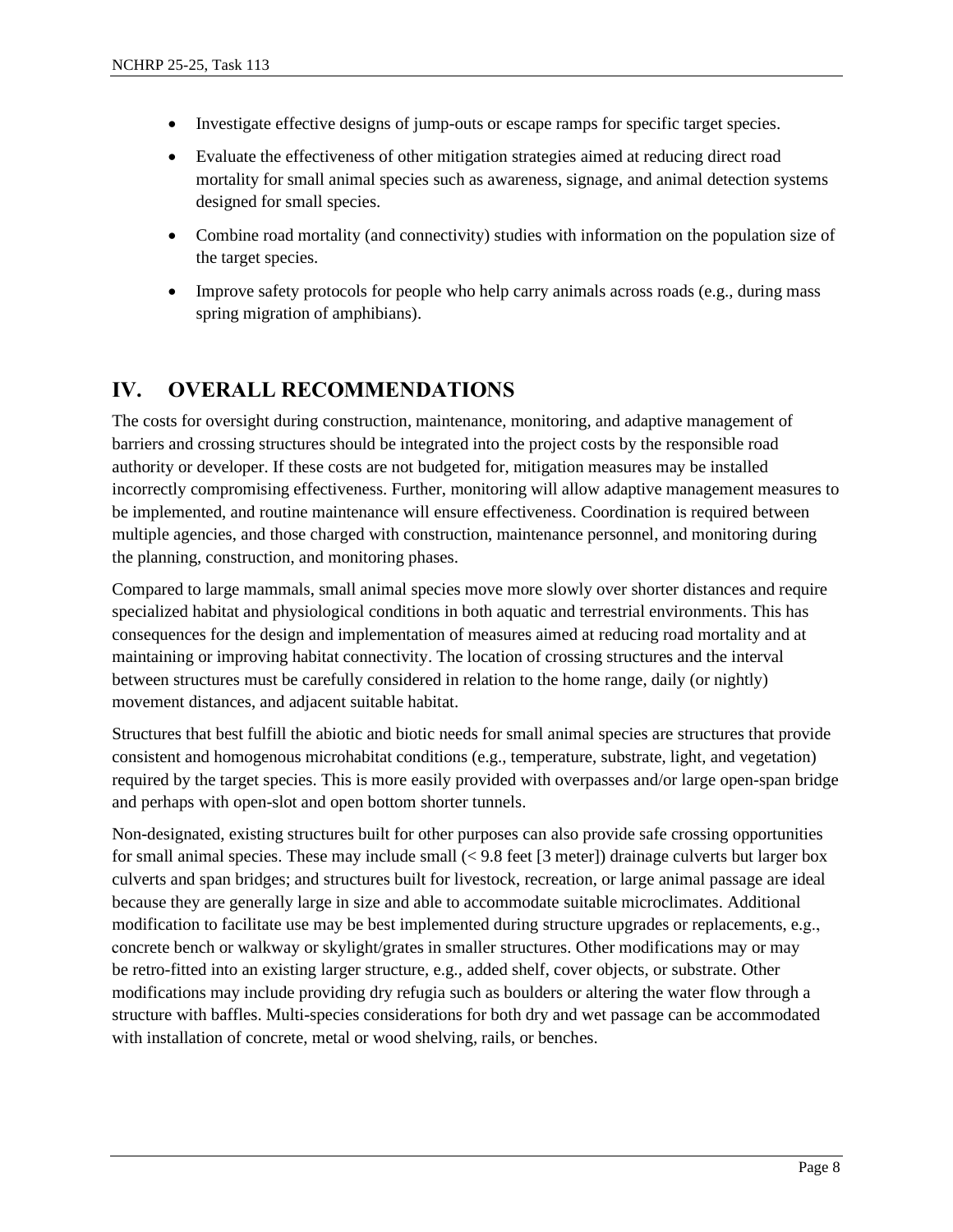- Investigate effective designs of jump-outs or escape ramps for specific target species.
- Evaluate the effectiveness of other mitigation strategies aimed at reducing direct road mortality for small animal species such as awareness, signage, and animal detection systems designed for small species.
- Combine road mortality (and connectivity) studies with information on the population size of the target species.
- Improve safety protocols for people who help carry animals across roads (e.g., during mass spring migration of amphibians).

## IV. OVERALL RECOMMENDATIONS

The costs for oversight during construction, maintenance, monitoring, and adaptive management of barriers and crossing structures should be integrated into the project costs by the responsible road authority or developer. If these costs are not budgeted for, mitigation measures may be installed incorrectly compromising effectiveness. Further, monitoring will allow adaptive management measures to be implemented, and routine maintenance will ensure effectiveness. Coordination is required between multiple agencies, and those charged with construction, maintenance personnel, and monitoring during the planning, construction, and monitoring phases.

Compared to large mammals, small animal species move more slowly over shorter distances and require specialized habitat and physiological conditions in both aquatic and terrestrial environments. This has consequences for the design and implementation of measures aimed at reducing road mortality and at maintaining or improving habitat connectivity. The location of crossing structures and the interval between structures must be carefully considered in relation to the home range, daily (or nightly) movement distances, and adjacent suitable habitat.

Structures that best fulfill the abiotic and biotic needs for small animal species are structures that provide consistent and homogenous microhabitat conditions (e.g., temperature, substrate, light, and vegetation) required by the target species. This is more easily provided with overpasses and/or large open-span bridge and perhaps with open-slot and open bottom shorter tunnels.

Non-designated, existing structures built for other purposes can also provide safe crossing opportunities for small animal species. These may include small (< 9.8 feet [3 meter]) drainage culverts but larger box culverts and span bridges; and structures built for livestock, recreation, or large animal passage are ideal because they are generally large in size and able to accommodate suitable microclimates. Additional modification to facilitate use may be best implemented during structure upgrades or replacements, e.g., concrete bench or walkway or skylight/grates in smaller structures. Other modifications may or may be retro-fitted into an existing larger structure, e.g., added shelf, cover objects, or substrate. Other modifications may include providing dry refugia such as boulders or altering the water flow through a structure with baffles. Multi-species considerations for both dry and wet passage can be accommodated with installation of concrete, metal or wood shelving, rails, or benches.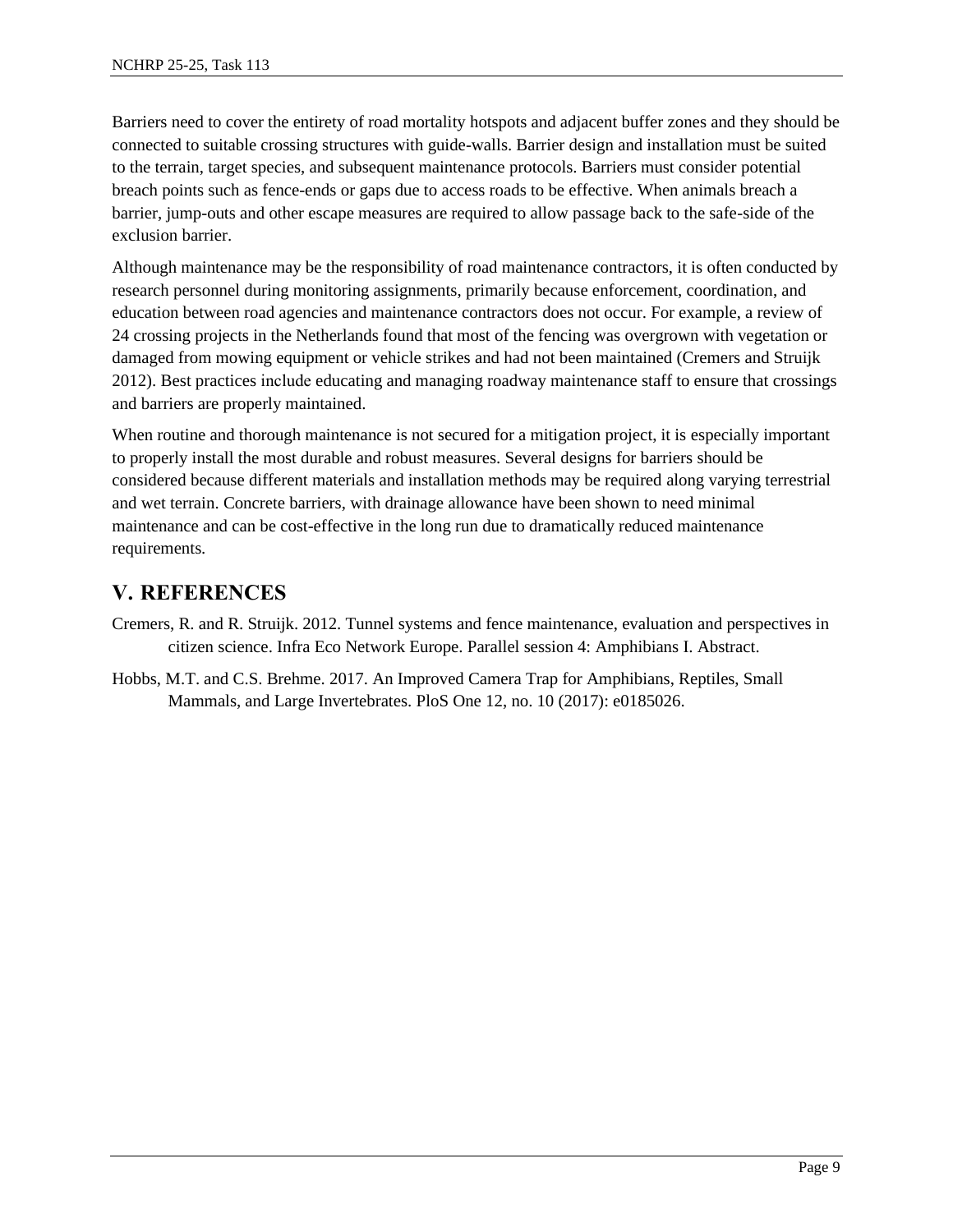Barriers need to cover the entirety of road mortality hotspots and adjacent buffer zones and they should be connected to suitable crossing structures with guide-walls. Barrier design and installation must be suited to the terrain, target species, and subsequent maintenance protocols. Barriers must consider potential breach points such as fence-ends or gaps due to access roads to be effective. When animals breach a barrier, jump-outs and other escape measures are required to allow passage back to the safe-side of the exclusion barrier.

Although maintenance may be the responsibility of road maintenance contractors, it is often conducted by research personnel during monitoring assignments, primarily because enforcement, coordination, and education between road agencies and maintenance contractors does not occur. For example, a review of 24 crossing projects in the Netherlands found that most of the fencing was overgrown with vegetation or damaged from mowing equipment or vehicle strikes and had not been maintained (Cremers and Struijk 2012). Best practices include educating and managing roadway maintenance staff to ensure that crossings and barriers are properly maintained.

When routine and thorough maintenance is not secured for a mitigation project, it is especially important to properly install the most durable and robust measures. Several designs for barriers should be considered because different materials and installation methods may be required along varying terrestrial and wet terrain. Concrete barriers, with drainage allowance have been shown to need minimal maintenance and can be cost-effective in the long run due to dramatically reduced maintenance requirements.

## V. REFERENCES

Cremers, R. and R. Struijk. 2012. Tunnel systems and fence maintenance, evaluation and perspectives in citizen science. Infra Eco Network Europe. Parallel session 4: Amphibians I. Abstract.

Hobbs, M.T. and C.S. Brehme. 2017. An Improved Camera Trap for Amphibians, Reptiles, Small Mammals, and Large Invertebrates. PloS One 12, no. 10 (2017): e0185026.